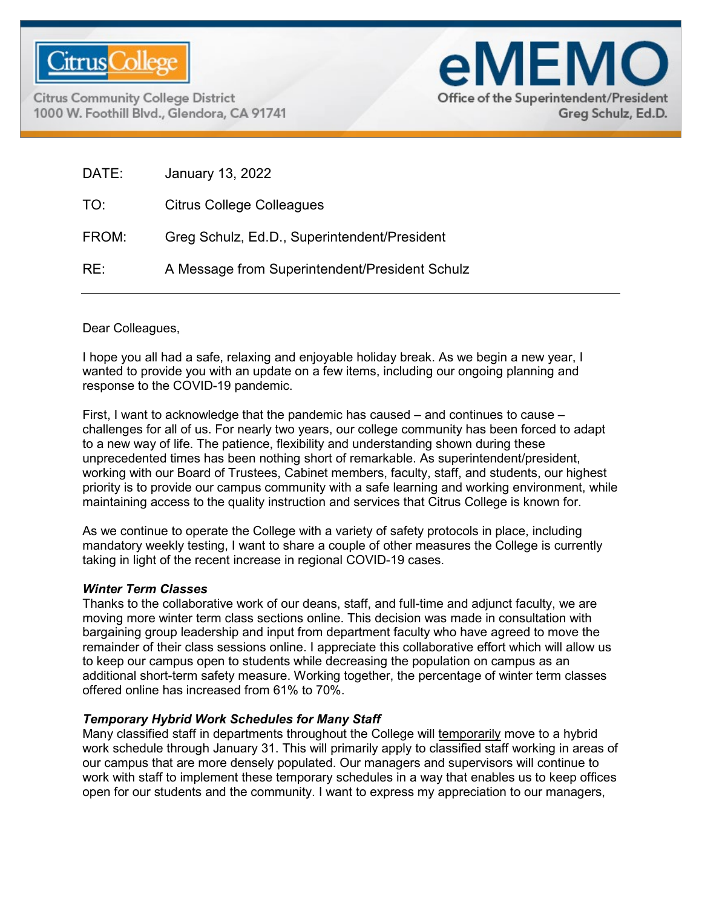Citrus College

Citrus Community College District
1000 W. Foothill Blvd., Glendora, CA 91741

# eMEMO

Office of the Superintendent/President
Greg Schulz, Ed.D.

DATE: January 13, 2022

TO: Citrus College Colleagues

FROM: Greg Schulz, Ed.D., Superintendent/President

RE: A Message from Superintendent/President Schulz

---

Dear Colleagues,

I hope you all had a safe, relaxing and enjoyable holiday break. As we begin a new year, I wanted to provide you with an update on a few items, including our ongoing planning and response to the COVID-19 pandemic.

First, I want to acknowledge that the pandemic has caused – and continues to cause – challenges for all of us. For nearly two years, our college community has been forced to adapt to a new way of life. The patience, flexibility and understanding shown during these unprecedented times has been nothing short of remarkable. As superintendent/president, working with our Board of Trustees, Cabinet members, faculty, staff, and students, our highest priority is to provide our campus community with a safe learning and working environment, while maintaining access to the quality instruction and services that Citrus College is known for.

As we continue to operate the College with a variety of safety protocols in place, including mandatory weekly testing, I want to share a couple of other measures the College is currently taking in light of the recent increase in regional COVID-19 cases.

***Winter Term Classes***

Thanks to the collaborative work of our deans, staff, and full-time and adjunct faculty, we are moving more winter term class sections online. This decision was made in consultation with bargaining group leadership and input from department faculty who have agreed to move the remainder of their class sessions online. I appreciate this collaborative effort which will allow us to keep our campus open to students while decreasing the population on campus as an additional short-term safety measure. Working together, the percentage of winter term classes offered online has increased from 61% to 70%.

***Temporary Hybrid Work Schedules for Many Staff***

Many classified staff in departments throughout the College will <u>temporarily</u> move to a hybrid work schedule through January 31. This will primarily apply to classified staff working in areas of our campus that are more densely populated. Our managers and supervisors will continue to work with staff to implement these temporary schedules in a way that enables us to keep offices open for our students and the community. I want to express my appreciation to our managers,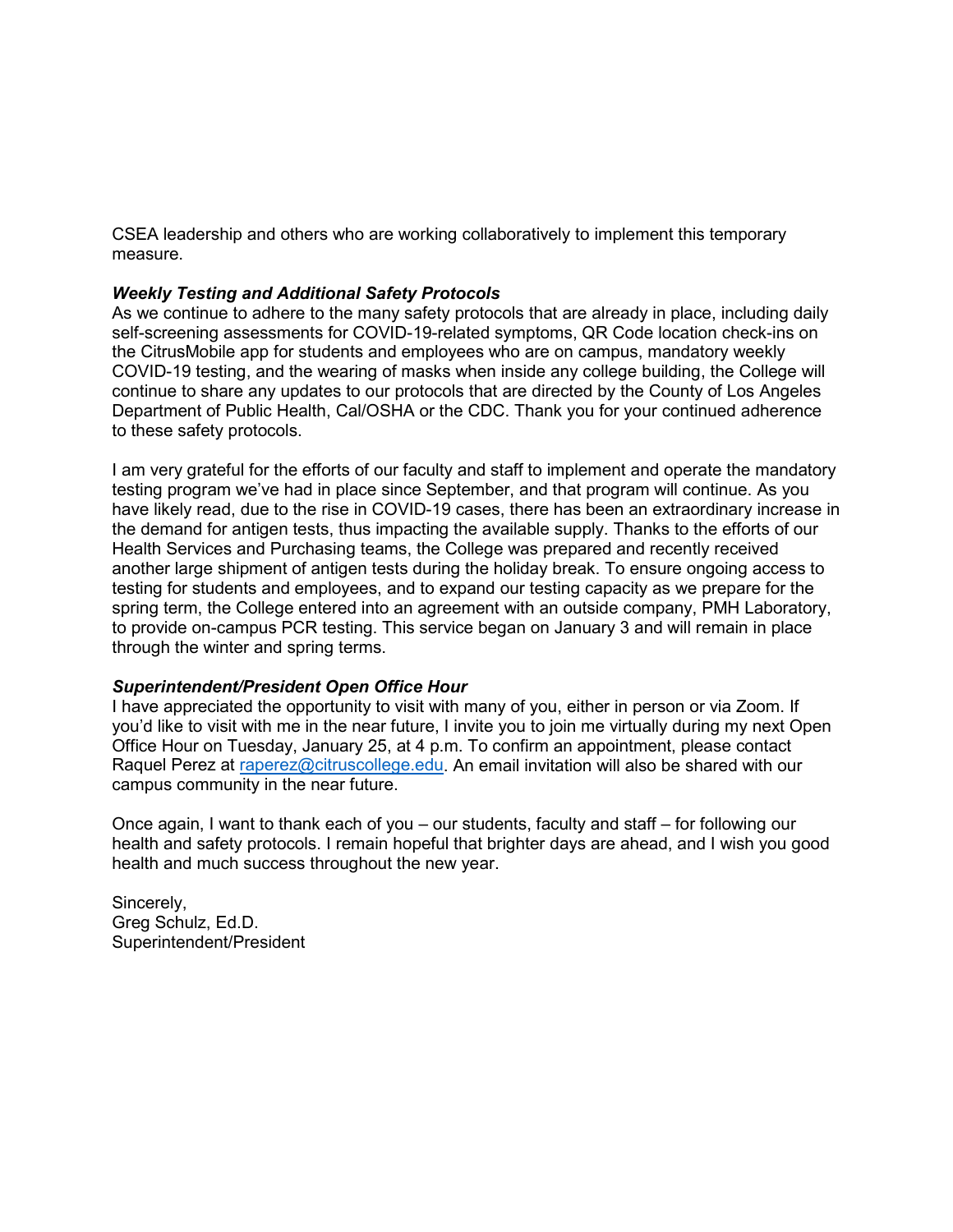CSEA leadership and others who are working collaboratively to implement this temporary measure.

***Weekly Testing and Additional Safety Protocols***

As we continue to adhere to the many safety protocols that are already in place, including daily self-screening assessments for COVID-19-related symptoms, QR Code location check-ins on the CitrusMobile app for students and employees who are on campus, mandatory weekly COVID-19 testing, and the wearing of masks when inside any college building, the College will continue to share any updates to our protocols that are directed by the County of Los Angeles Department of Public Health, Cal/OSHA or the CDC. Thank you for your continued adherence to these safety protocols.

I am very grateful for the efforts of our faculty and staff to implement and operate the mandatory testing program we've had in place since September, and that program will continue. As you have likely read, due to the rise in COVID-19 cases, there has been an extraordinary increase in the demand for antigen tests, thus impacting the available supply. Thanks to the efforts of our Health Services and Purchasing teams, the College was prepared and recently received another large shipment of antigen tests during the holiday break. To ensure ongoing access to testing for students and employees, and to expand our testing capacity as we prepare for the spring term, the College entered into an agreement with an outside company, PMH Laboratory, to provide on-campus PCR testing. This service began on January 3 and will remain in place through the winter and spring terms.

***Superintendent/President Open Office Hour***

I have appreciated the opportunity to visit with many of you, either in person or via Zoom. If you'd like to visit with me in the near future, I invite you to join me virtually during my next Open Office Hour on Tuesday, January 25, at 4 p.m. To confirm an appointment, please contact Raquel Perez at [raperez@citruscollege.edu](mailto:raperez@citruscollege.edu). An email invitation will also be shared with our campus community in the near future.

Once again, I want to thank each of you – our students, faculty and staff – for following our health and safety protocols. I remain hopeful that brighter days are ahead, and I wish you good health and much success throughout the new year.

Sincerely,
Greg Schulz, Ed.D.
Superintendent/President